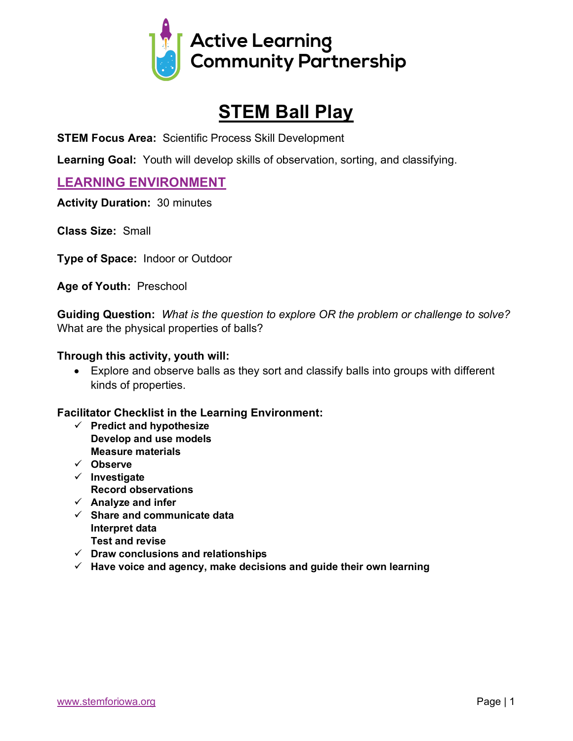Active Learning Community Partnership

# STEM Ball Play

**STEM Focus Area:** Scientific Process Skill Development

**Learning Goal:** Youth will develop skills of observation, sorting, and classifying.

## LEARNING ENVIRONMENT

**Activity Duration:** 30 minutes

**Class Size:** Small

**Type of Space:** Indoor or Outdoor

**Age of Youth:** Preschool

**Guiding Question:** *What is the question to explore OR the problem or challenge to solve?*
What are the physical properties of balls?

**Through this activity, youth will:**

- Explore and observe balls as they sort and classify balls into groups with different kinds of properties.

**Facilitator Checklist in the Learning Environment:**

- ✓ **Predict and hypothesize**
- **Develop and use models**
- **Measure materials**
- ✓ **Observe**
- ✓ **Investigate**
- **Record observations**
- ✓ **Analyze and infer**
- ✓ **Share and communicate data**
- **Interpret data**
- **Test and revise**
- ✓ **Draw conclusions and relationships**
- ✓ **Have voice and agency, make decisions and guide their own learning**

www.stemforiowa.org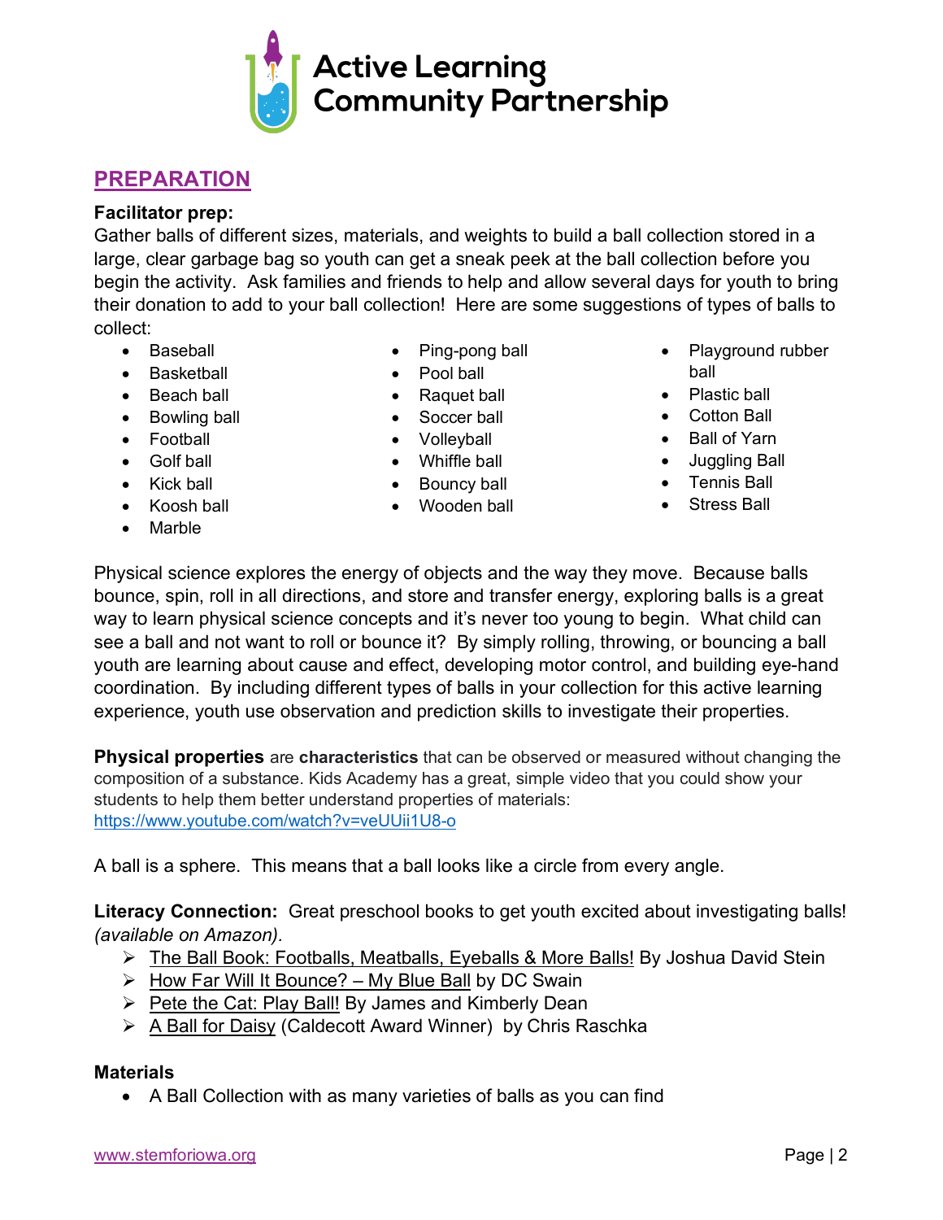## PREPARATION

**Facilitator prep:**

Gather balls of different sizes, materials, and weights to build a ball collection stored in a large, clear garbage bag so youth can get a sneak peek at the ball collection before you begin the activity. Ask families and friends to help and allow several days for youth to bring their donation to add to your ball collection! Here are some suggestions of types of balls to collect:

- Baseball
- Basketball
- Beach ball
- Bowling ball
- Football
- Golf ball
- Kick ball
- Koosh ball
- Marble
- Ping-pong ball
- Pool ball
- Raquet ball
- Soccer ball
- Volleyball
- Whiffle ball
- Bouncy ball
- Wooden ball
- Playground rubber ball
- Plastic ball
- Cotton Ball
- Ball of Yarn
- Juggling Ball
- Tennis Ball
- Stress Ball

Physical science explores the energy of objects and the way they move. Because balls bounce, spin, roll in all directions, and store and transfer energy, exploring balls is a great way to learn physical science concepts and it's never too young to begin. What child can see a ball and not want to roll or bounce it? By simply rolling, throwing, or bouncing a ball youth are learning about cause and effect, developing motor control, and building eye-hand coordination. By including different types of balls in your collection for this active learning experience, youth use observation and prediction skills to investigate their properties.

**Physical properties** are **characteristics** that can be observed or measured without changing the composition of a substance. Kids Academy has a great, simple video that you could show your students to help them better understand properties of materials: https://www.youtube.com/watch?v=veUUii1U8-o

A ball is a sphere. This means that a ball looks like a circle from every angle.

**Literacy Connection:** Great preschool books to get youth excited about investigating balls! *(available on Amazon).*

- The Ball Book: Footballs, Meatballs, Eyeballs & More Balls! By Joshua David Stein
- How Far Will It Bounce? – My Blue Ball by DC Swain
- Pete the Cat: Play Ball! By James and Kimberly Dean
- A Ball for Daisy (Caldecott Award Winner) by Chris Raschka

**Materials**

- A Ball Collection with as many varieties of balls as you can find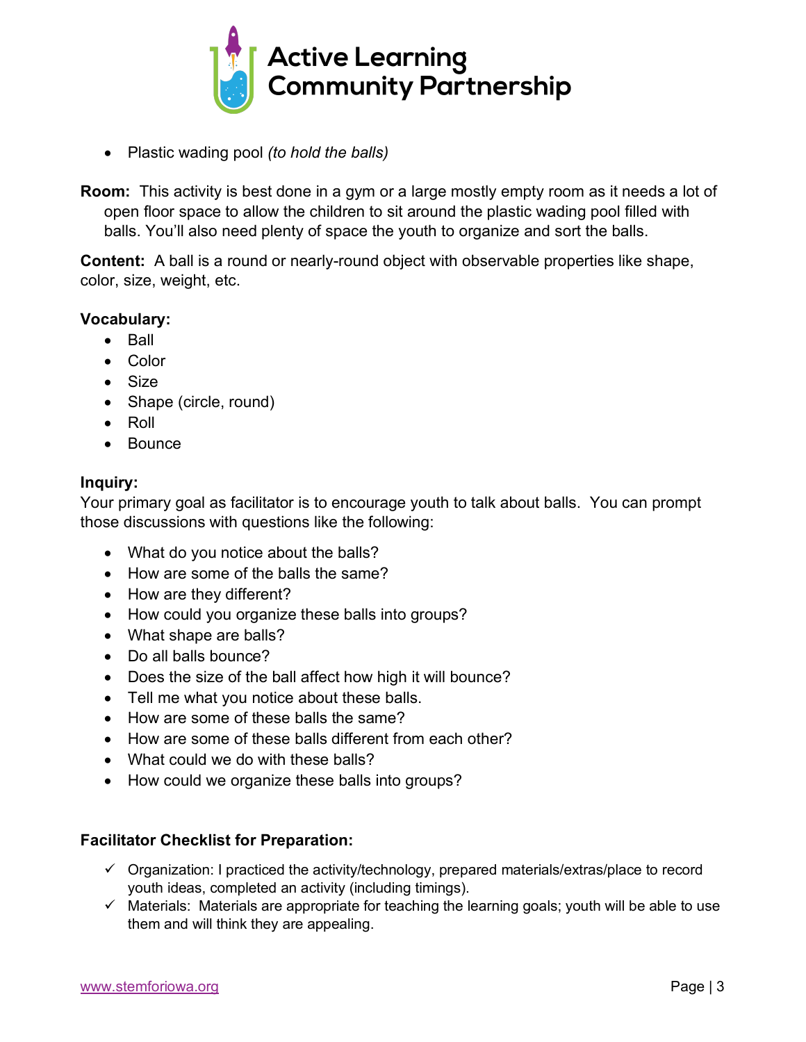- Plastic wading pool *(to hold the balls)*

**Room:** This activity is best done in a gym or a large mostly empty room as it needs a lot of open floor space to allow the children to sit around the plastic wading pool filled with balls. You'll also need plenty of space the youth to organize and sort the balls.

**Content:** A ball is a round or nearly-round object with observable properties like shape, color, size, weight, etc.

**Vocabulary:**

- Ball
- Color
- Size
- Shape (circle, round)
- Roll
- Bounce

**Inquiry:**

Your primary goal as facilitator is to encourage youth to talk about balls. You can prompt those discussions with questions like the following:

- What do you notice about the balls?
- How are some of the balls the same?
- How are they different?
- How could you organize these balls into groups?
- What shape are balls?
- Do all balls bounce?
- Does the size of the ball affect how high it will bounce?
- Tell me what you notice about these balls.
- How are some of these balls the same?
- How are some of these balls different from each other?
- What could we do with these balls?
- How could we organize these balls into groups?

**Facilitator Checklist for Preparation:**

- ✓ Organization: I practiced the activity/technology, prepared materials/extras/place to record youth ideas, completed an activity (including timings).
- ✓ Materials: Materials are appropriate for teaching the learning goals; youth will be able to use them and will think they are appealing.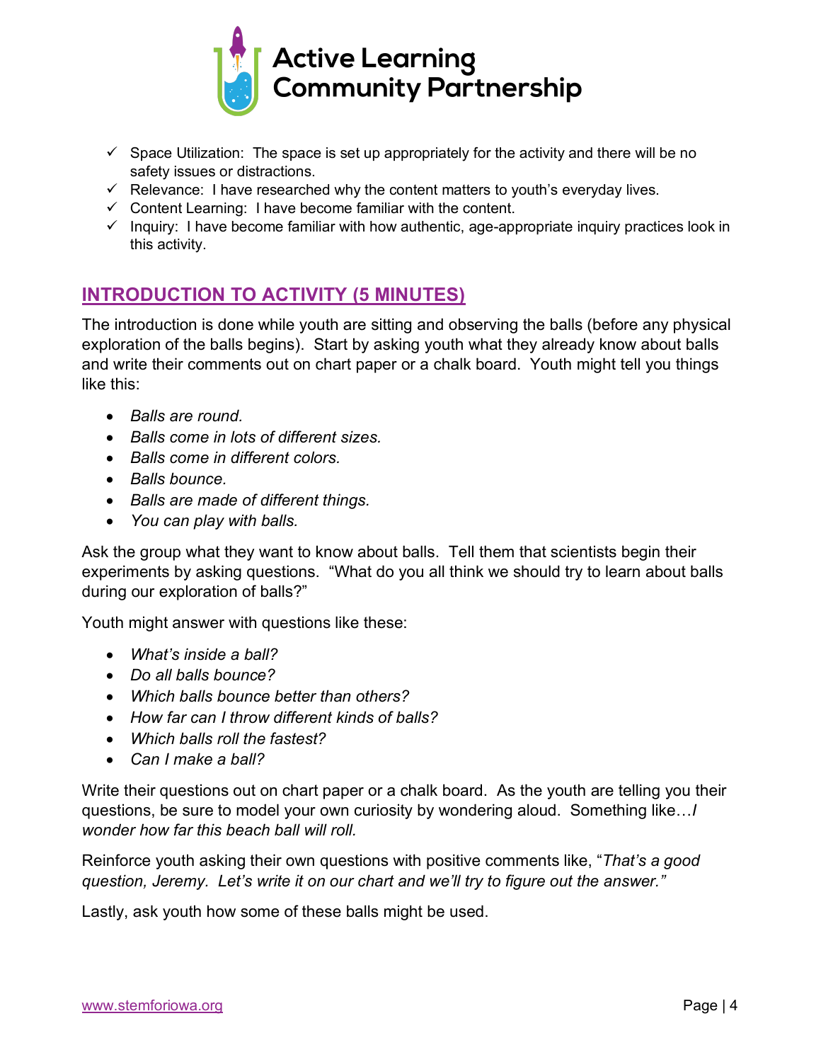- ✓ Space Utilization: The space is set up appropriately for the activity and there will be no safety issues or distractions.
- ✓ Relevance: I have researched why the content matters to youth's everyday lives.
- ✓ Content Learning: I have become familiar with the content.
- ✓ Inquiry: I have become familiar with how authentic, age-appropriate inquiry practices look in this activity.

## INTRODUCTION TO ACTIVITY (5 MINUTES)

The introduction is done while youth are sitting and observing the balls (before any physical exploration of the balls begins). Start by asking youth what they already know about balls and write their comments out on chart paper or a chalk board. Youth might tell you things like this:

- *Balls are round.*
- *Balls come in lots of different sizes.*
- *Balls come in different colors.*
- *Balls bounce.*
- *Balls are made of different things.*
- *You can play with balls.*

Ask the group what they want to know about balls. Tell them that scientists begin their experiments by asking questions. "What do you all think we should try to learn about balls during our exploration of balls?"

Youth might answer with questions like these:

- *What's inside a ball?*
- *Do all balls bounce?*
- *Which balls bounce better than others?*
- *How far can I throw different kinds of balls?*
- *Which balls roll the fastest?*
- *Can I make a ball?*

Write their questions out on chart paper or a chalk board. As the youth are telling you their questions, be sure to model your own curiosity by wondering aloud. Something like…*I wonder how far this beach ball will roll.*

Reinforce youth asking their own questions with positive comments like, "*That's a good question, Jeremy. Let's write it on our chart and we'll try to figure out the answer.*"

Lastly, ask youth how some of these balls might be used.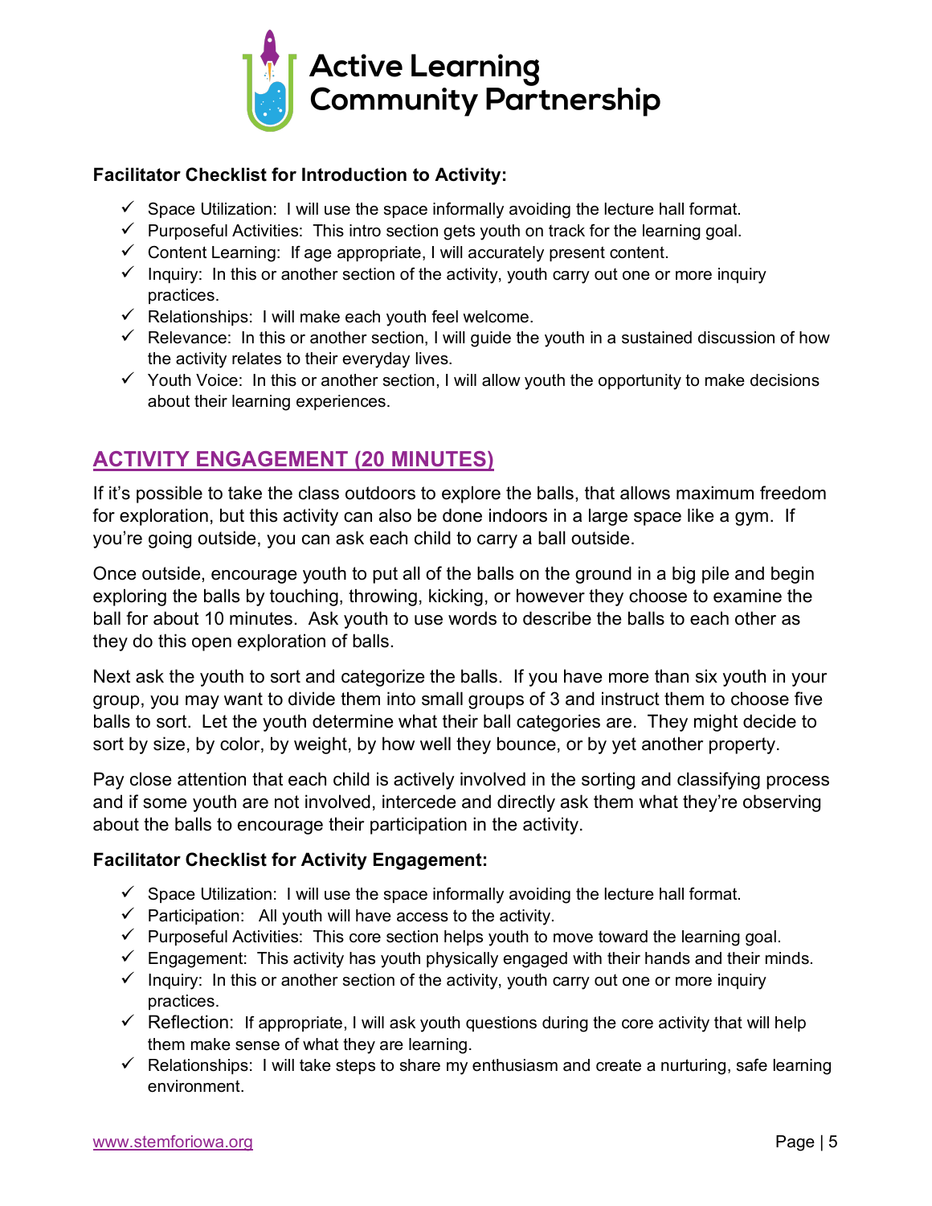**Facilitator Checklist for Introduction to Activity:**

- ✓ Space Utilization: I will use the space informally avoiding the lecture hall format.
- ✓ Purposeful Activities: This intro section gets youth on track for the learning goal.
- ✓ Content Learning: If age appropriate, I will accurately present content.
- ✓ Inquiry: In this or another section of the activity, youth carry out one or more inquiry practices.
- ✓ Relationships: I will make each youth feel welcome.
- ✓ Relevance: In this or another section, I will guide the youth in a sustained discussion of how the activity relates to their everyday lives.
- ✓ Youth Voice: In this or another section, I will allow youth the opportunity to make decisions about their learning experiences.

## ACTIVITY ENGAGEMENT (20 MINUTES)

If it's possible to take the class outdoors to explore the balls, that allows maximum freedom for exploration, but this activity can also be done indoors in a large space like a gym. If you're going outside, you can ask each child to carry a ball outside.

Once outside, encourage youth to put all of the balls on the ground in a big pile and begin exploring the balls by touching, throwing, kicking, or however they choose to examine the ball for about 10 minutes. Ask youth to use words to describe the balls to each other as they do this open exploration of balls.

Next ask the youth to sort and categorize the balls. If you have more than six youth in your group, you may want to divide them into small groups of 3 and instruct them to choose five balls to sort. Let the youth determine what their ball categories are. They might decide to sort by size, by color, by weight, by how well they bounce, or by yet another property.

Pay close attention that each child is actively involved in the sorting and classifying process and if some youth are not involved, intercede and directly ask them what they're observing about the balls to encourage their participation in the activity.

**Facilitator Checklist for Activity Engagement:**

- ✓ Space Utilization: I will use the space informally avoiding the lecture hall format.
- ✓ Participation: All youth will have access to the activity.
- ✓ Purposeful Activities: This core section helps youth to move toward the learning goal.
- ✓ Engagement: This activity has youth physically engaged with their hands and their minds.
- ✓ Inquiry: In this or another section of the activity, youth carry out one or more inquiry practices.
- ✓ Reflection: If appropriate, I will ask youth questions during the core activity that will help them make sense of what they are learning.
- ✓ Relationships: I will take steps to share my enthusiasm and create a nurturing, safe learning environment.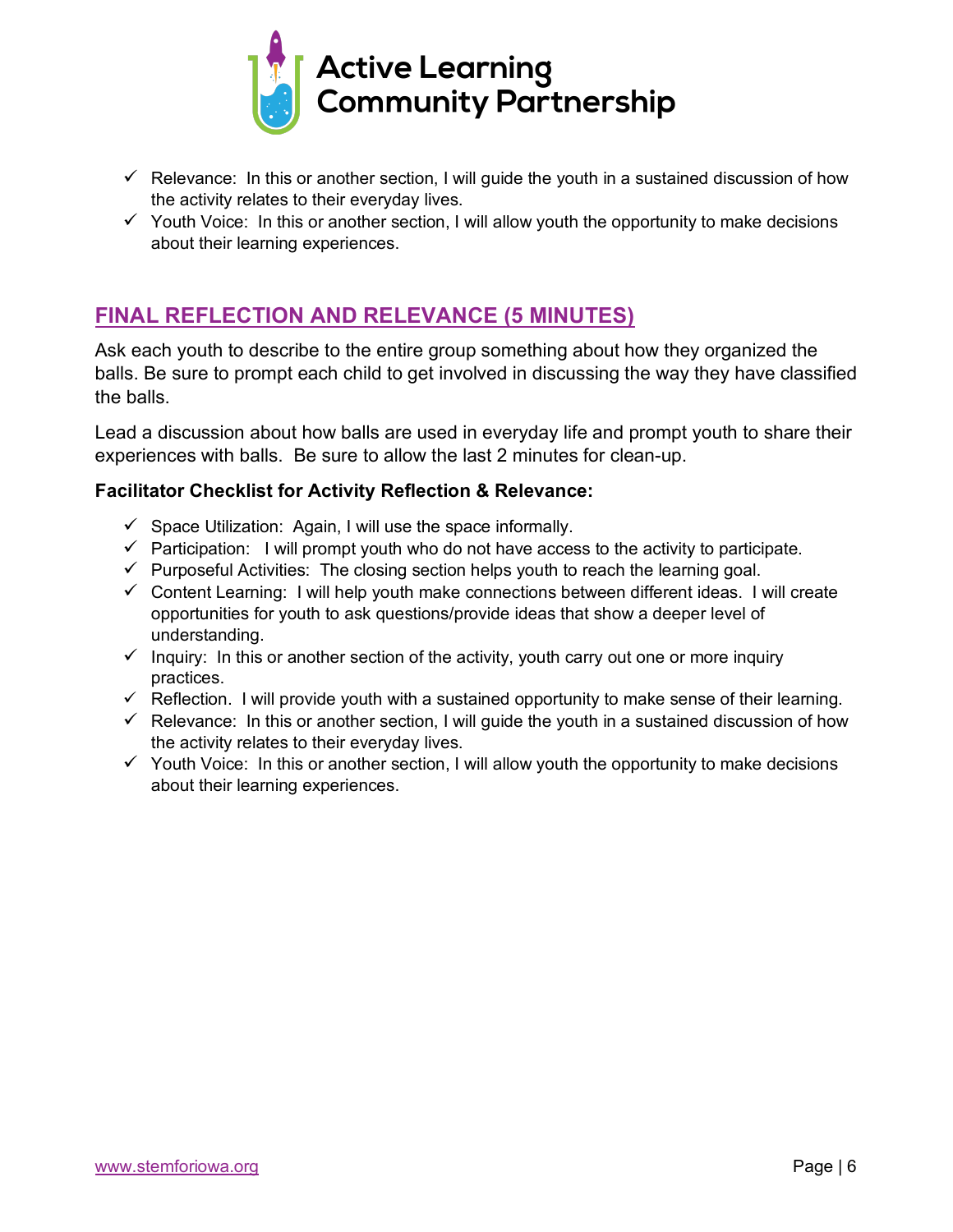- ✓ Relevance: In this or another section, I will guide the youth in a sustained discussion of how the activity relates to their everyday lives.
- ✓ Youth Voice: In this or another section, I will allow youth the opportunity to make decisions about their learning experiences.

## FINAL REFLECTION AND RELEVANCE (5 MINUTES)

Ask each youth to describe to the entire group something about how they organized the balls. Be sure to prompt each child to get involved in discussing the way they have classified the balls.

Lead a discussion about how balls are used in everyday life and prompt youth to share their experiences with balls. Be sure to allow the last 2 minutes for clean-up.

**Facilitator Checklist for Activity Reflection & Relevance:**

- ✓ Space Utilization: Again, I will use the space informally.
- ✓ Participation: I will prompt youth who do not have access to the activity to participate.
- ✓ Purposeful Activities: The closing section helps youth to reach the learning goal.
- ✓ Content Learning: I will help youth make connections between different ideas. I will create opportunities for youth to ask questions/provide ideas that show a deeper level of understanding.
- ✓ Inquiry: In this or another section of the activity, youth carry out one or more inquiry practices.
- ✓ Reflection. I will provide youth with a sustained opportunity to make sense of their learning.
- ✓ Relevance: In this or another section, I will guide the youth in a sustained discussion of how the activity relates to their everyday lives.
- ✓ Youth Voice: In this or another section, I will allow youth the opportunity to make decisions about their learning experiences.